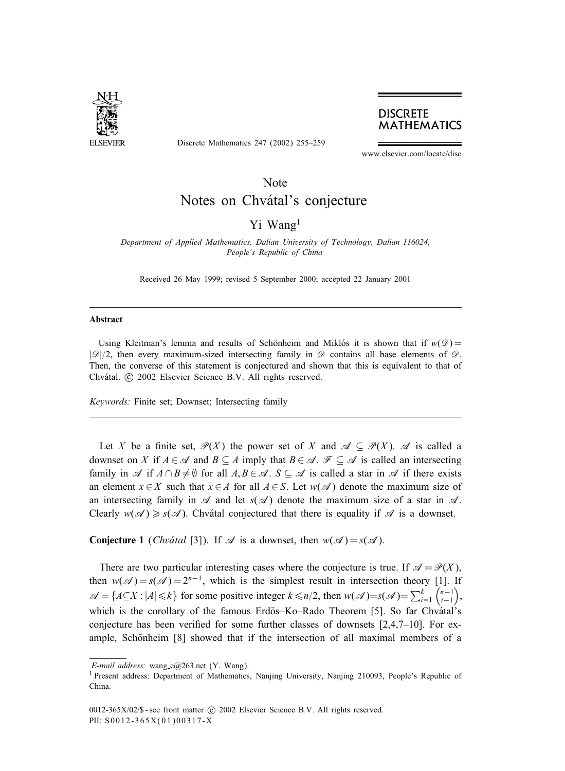Note

# Notes on Chvátal's conjecture

Yi Wang[1]

*Department of Applied Mathematics, Dalian University of Technology, Dalian 116024, People's Republic of China*

Received 26 May 1999; revised 5 September 2000; accepted 22 January 2001

## Abstract

Using Kleitman's lemma and results of Schönheim and Miklós it is shown that if $w(\mathscr{D}) = |\mathscr{D}|/2$, then every maximum-sized intersecting family in $\mathscr{D}$ contains all base elements of $\mathscr{D}$. Then, the converse of this statement is conjectured and shown that this is equivalent to that of Chvátal. © 2002 Elsevier Science B.V. All rights reserved.

*Keywords:* Finite set; Downset; Intersecting family

Let $X$ be a finite set, $\mathscr{P}(X)$ the power set of $X$ and $\mathscr{A} \subseteq \mathscr{P}(X)$. $\mathscr{A}$ is called a downset on $X$ if $A \in \mathscr{A}$ and $B \subseteq A$ imply that $B \in \mathscr{A}$. $\mathscr{F} \subseteq \mathscr{A}$ is called an intersecting family in $\mathscr{A}$ if $A \cap B \neq \emptyset$ for all $A, B \in \mathscr{A}$. $S \subseteq \mathscr{A}$ is called a star in $\mathscr{A}$ if there exists an element $x \in X$ such that $x \in A$ for all $A \in S$. Let $w(\mathscr{A})$ denote the maximum size of an intersecting family in $\mathscr{A}$ and let $s(\mathscr{A})$ denote the maximum size of a star in $\mathscr{A}$. Clearly $w(\mathscr{A}) \geqslant s(\mathscr{A})$. Chvátal conjectured that there is equality if $\mathscr{A}$ is a downset.

**Conjecture 1** (*Chvátal* [3]). If $\mathscr{A}$ is a downset, then $w(\mathscr{A}) = s(\mathscr{A})$.

There are two particular interesting cases where the conjecture is true. If $\mathscr{A} = \mathscr{P}(X)$, then $w(\mathscr{A}) = s(\mathscr{A}) = 2^{n-1}$, which is the simplest result in intersection theory [1]. If $\mathscr{A} = \{A \subseteq X : |A| \leqslant k\}$ for some positive integer $k \leqslant n/2$, then $w(\mathscr{A}) = s(\mathscr{A}) = \sum_{i=1}^{k} \binom{n-1}{i-1}$, which is the corollary of the famous Erdös–Ko–Rado Theorem [5]. So far Chvátal's conjecture has been verified for some further classes of downsets [2,4,7–10]. For example, Schönheim [8] showed that if the intersection of all maximal members of a

*E-mail address:* wang_e@263.net (Y. Wang).

[1] Present address: Department of Mathematics, Nanjing University, Nanjing 210093, People's Republic of China.

0012-365X/02/$ - see front matter © 2002 Elsevier Science B.V. All rights reserved.
PII: S0012-365X(01)00317-X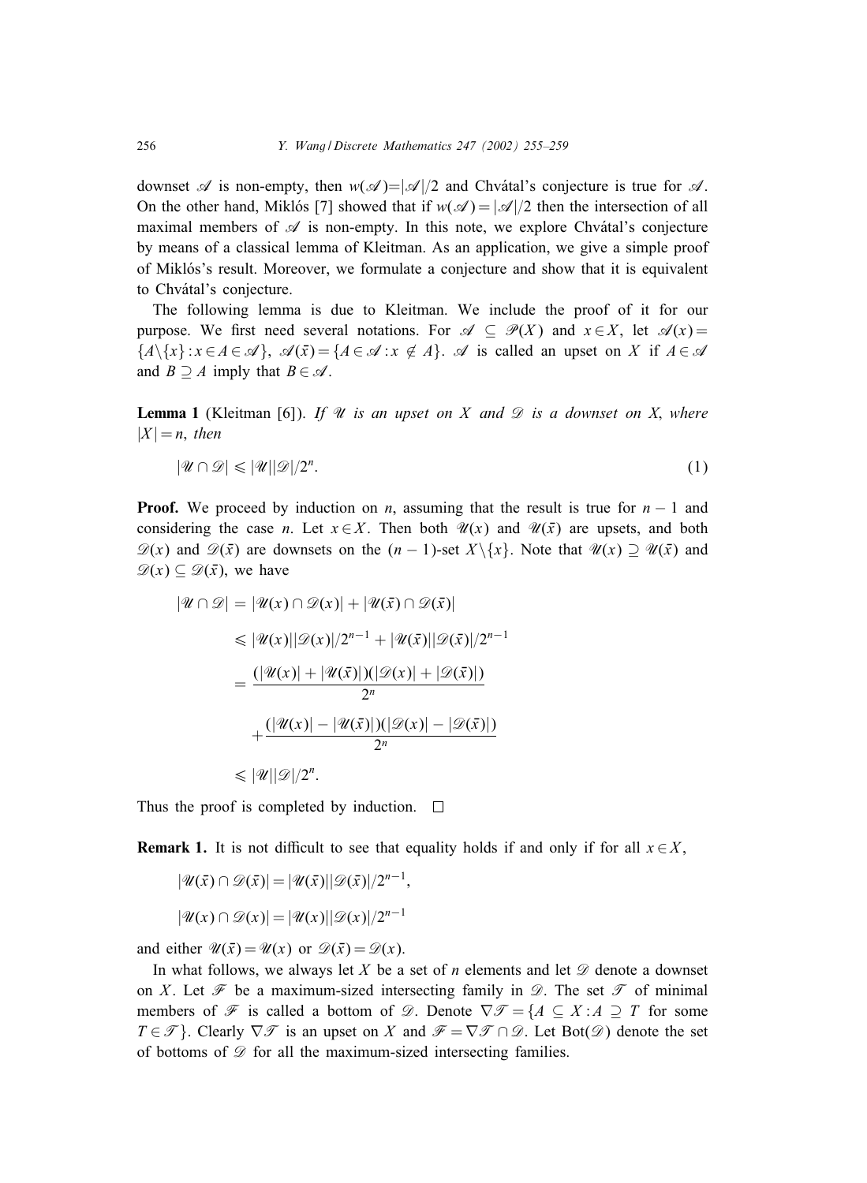downset $\mathscr{A}$ is non-empty, then $w(\mathscr{A}) = |\mathscr{A}|/2$ and Chvátal's conjecture is true for $\mathscr{A}$. On the other hand, Miklós [7] showed that if $w(\mathscr{A}) = |\mathscr{A}|/2$ then the intersection of all maximal members of $\mathscr{A}$ is non-empty. In this note, we explore Chvátal's conjecture by means of a classical lemma of Kleitman. As an application, we give a simple proof of Miklós's result. Moreover, we formulate a conjecture and show that it is equivalent to Chvátal's conjecture.

The following lemma is due to Kleitman. We include the proof of it for our purpose. We first need several notations. For $\mathscr{A} \subseteq \mathscr{P}(X)$ and $x \in X$, let $\mathscr{A}(x) = \{A \backslash \{x\} : x \in A \in \mathscr{A}\}$, $\mathscr{A}(\bar{x}) = \{A \in \mathscr{A} : x \notin A\}$. $\mathscr{A}$ is called an upset on $X$ if $A \in \mathscr{A}$ and $B \supseteq A$ imply that $B \in \mathscr{A}$.

**Lemma 1** (Kleitman [6]). *If $\mathscr{U}$ is an upset on $X$ and $\mathscr{D}$ is a downset on $X$, where $|X| = n$, then*

$$|\mathscr{U} \cap \mathscr{D}| \leqslant |\mathscr{U}||\mathscr{D}|/2^n. \tag{1}$$

**Proof.** We proceed by induction on $n$, assuming that the result is true for $n-1$ and considering the case $n$. Let $x \in X$. Then both $\mathscr{U}(x)$ and $\mathscr{U}(\bar{x})$ are upsets, and both $\mathscr{D}(x)$ and $\mathscr{D}(\bar{x})$ are downsets on the $(n-1)$-set $X \backslash \{x\}$. Note that $\mathscr{U}(x) \supseteq \mathscr{U}(\bar{x})$ and $\mathscr{D}(x) \subseteq \mathscr{D}(\bar{x})$, we have

$$
\begin{aligned}
|\mathscr{U} \cap \mathscr{D}| &= |\mathscr{U}(x) \cap \mathscr{D}(x)| + |\mathscr{U}(\bar{x}) \cap \mathscr{D}(\bar{x})| \\
&\leqslant |\mathscr{U}(x)||\mathscr{D}(x)|/2^{n-1} + |\mathscr{U}(\bar{x})||\mathscr{D}(\bar{x})|/2^{n-1} \\
&= \frac{(|\mathscr{U}(x)| + |\mathscr{U}(\bar{x})|)(|\mathscr{D}(x)| + |\mathscr{D}(\bar{x})|)}{2^n} \\
&\quad + \frac{(|\mathscr{U}(x)| - |\mathscr{U}(\bar{x})|)(|\mathscr{D}(x)| - |\mathscr{D}(\bar{x})|)}{2^n} \\
&\leqslant |\mathscr{U}||\mathscr{D}|/2^n.
\end{aligned}
$$

Thus the proof is completed by induction. $\square$

**Remark 1.** It is not difficult to see that equality holds if and only if for all $x \in X$,

$$|\mathscr{U}(\bar{x}) \cap \mathscr{D}(\bar{x})| = |\mathscr{U}(\bar{x})||\mathscr{D}(\bar{x})|/2^{n-1},$$

$$|\mathscr{U}(x) \cap \mathscr{D}(x)| = |\mathscr{U}(x)||\mathscr{D}(x)|/2^{n-1}$$

and either $\mathscr{U}(\bar{x}) = \mathscr{U}(x)$ or $\mathscr{D}(\bar{x}) = \mathscr{D}(x)$.

In what follows, we always let $X$ be a set of $n$ elements and let $\mathscr{D}$ denote a downset on $X$. Let $\mathscr{F}$ be a maximum-sized intersecting family in $\mathscr{D}$. The set $\mathscr{T}$ of minimal members of $\mathscr{F}$ is called a bottom of $\mathscr{D}$. Denote $\nabla\mathscr{T} = \{A \subseteq X : A \supseteq T \text{ for some } T \in \mathscr{T}\}$. Clearly $\nabla\mathscr{T}$ is an upset on $X$ and $\mathscr{F} = \nabla\mathscr{T} \cap \mathscr{D}$. Let $\mathrm{Bot}(\mathscr{D})$ denote the set of bottoms of $\mathscr{D}$ for all the maximum-sized intersecting families.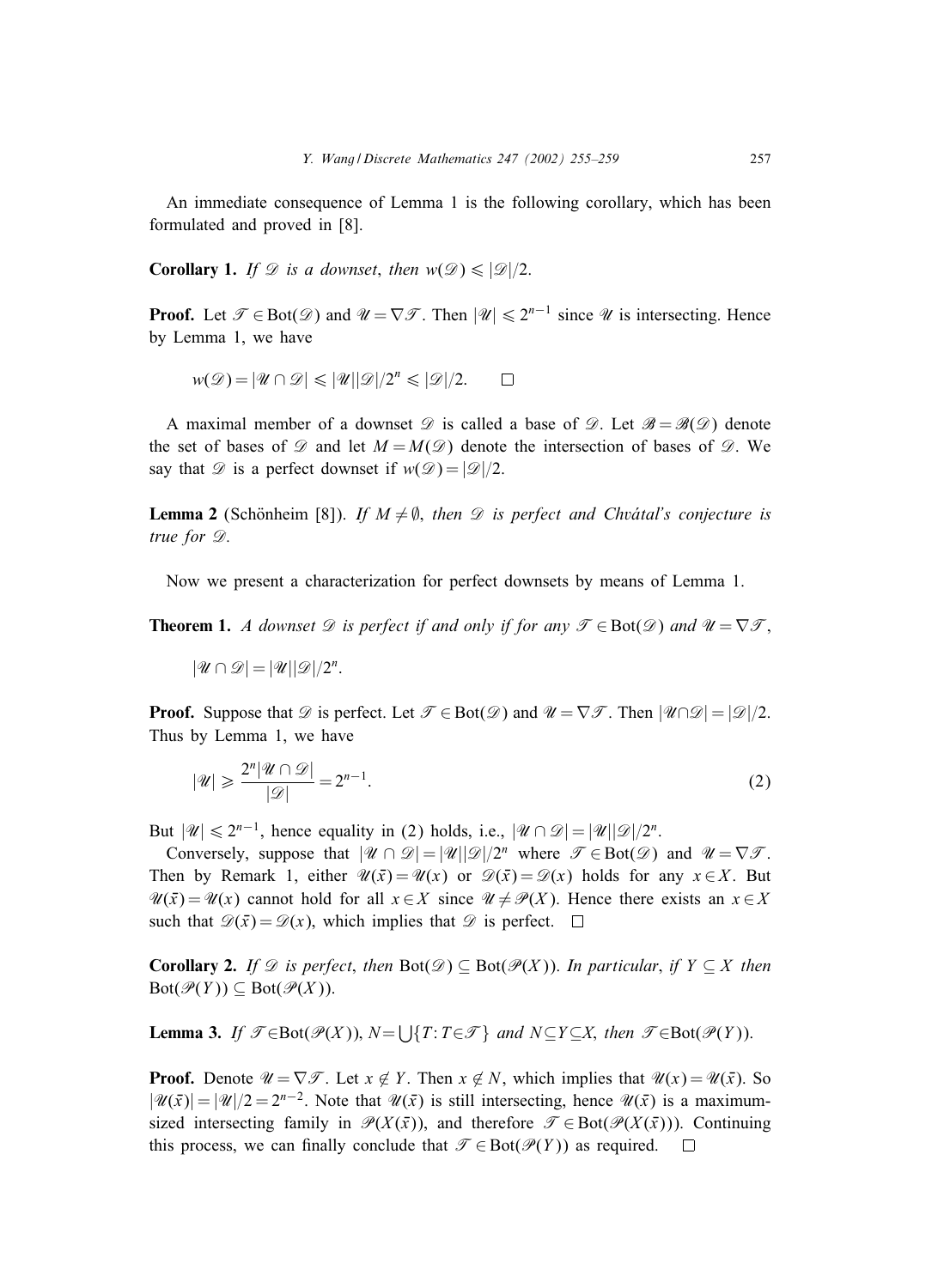An immediate consequence of Lemma 1 is the following corollary, which has been formulated and proved in [8].

**Corollary 1.** *If $\mathscr{D}$ is a downset, then $w(\mathscr{D}) \leqslant |\mathscr{D}|/2$.*

**Proof.** Let $\mathscr{T} \in \mathrm{Bot}(\mathscr{D})$ and $\mathscr{U} = \nabla\mathscr{T}$. Then $|\mathscr{U}| \leqslant 2^{n-1}$ since $\mathscr{U}$ is intersecting. Hence by Lemma 1, we have

$$w(\mathscr{D}) = |\mathscr{U} \cap \mathscr{D}| \leqslant |\mathscr{U}||\mathscr{D}|/2^n \leqslant |\mathscr{D}|/2. \qquad \square$$

A maximal member of a downset $\mathscr{D}$ is called a base of $\mathscr{D}$. Let $\mathscr{B} = \mathscr{B}(\mathscr{D})$ denote the set of bases of $\mathscr{D}$ and let $M = M(\mathscr{D})$ denote the intersection of bases of $\mathscr{D}$. We say that $\mathscr{D}$ is a perfect downset if $w(\mathscr{D}) = |\mathscr{D}|/2$.

**Lemma 2** (Schönheim [8]). *If $M \neq \emptyset$, then $\mathscr{D}$ is perfect and Chvátal's conjecture is true for $\mathscr{D}$.*

Now we present a characterization for perfect downsets by means of Lemma 1.

**Theorem 1.** *A downset $\mathscr{D}$ is perfect if and only if for any $\mathscr{T} \in \mathrm{Bot}(\mathscr{D})$ and $\mathscr{U} = \nabla\mathscr{T}$,*

$$|\mathscr{U} \cap \mathscr{D}| = |\mathscr{U}||\mathscr{D}|/2^n.$$

**Proof.** Suppose that $\mathscr{D}$ is perfect. Let $\mathscr{T} \in \mathrm{Bot}(\mathscr{D})$ and $\mathscr{U} = \nabla\mathscr{T}$. Then $|\mathscr{U} \cap \mathscr{D}| = |\mathscr{D}|/2$. Thus by Lemma 1, we have

$$|\mathscr{U}| \geqslant \frac{2^n|\mathscr{U} \cap \mathscr{D}|}{|\mathscr{D}|} = 2^{n-1}. \tag{2}$$

But $|\mathscr{U}| \leqslant 2^{n-1}$, hence equality in (2) holds, i.e., $|\mathscr{U} \cap \mathscr{D}| = |\mathscr{U}||\mathscr{D}|/2^n$.

Conversely, suppose that $|\mathscr{U} \cap \mathscr{D}| = |\mathscr{U}||\mathscr{D}|/2^n$ where $\mathscr{T} \in \mathrm{Bot}(\mathscr{D})$ and $\mathscr{U} = \nabla\mathscr{T}$. Then by Remark 1, either $\mathscr{U}(\bar{x}) = \mathscr{U}(x)$ or $\mathscr{D}(\bar{x}) = \mathscr{D}(x)$ holds for any $x \in X$. But $\mathscr{U}(\bar{x}) = \mathscr{U}(x)$ cannot hold for all $x \in X$ since $\mathscr{U} \neq \mathscr{P}(X)$. Hence there exists an $x \in X$ such that $\mathscr{D}(\bar{x}) = \mathscr{D}(x)$, which implies that $\mathscr{D}$ is perfect. $\square$

**Corollary 2.** *If $\mathscr{D}$ is perfect, then $\mathrm{Bot}(\mathscr{D}) \subseteq \mathrm{Bot}(\mathscr{P}(X))$. In particular, if $Y \subseteq X$ then $\mathrm{Bot}(\mathscr{P}(Y)) \subseteq \mathrm{Bot}(\mathscr{P}(X))$.*

**Lemma 3.** *If $\mathscr{T} \in \mathrm{Bot}(\mathscr{P}(X))$, $N = \bigcup\{T : T \in \mathscr{T}\}$ and $N \subseteq Y \subseteq X$, then $\mathscr{T} \in \mathrm{Bot}(\mathscr{P}(Y))$.*

**Proof.** Denote $\mathscr{U} = \nabla\mathscr{T}$. Let $x \notin Y$. Then $x \notin N$, which implies that $\mathscr{U}(x) = \mathscr{U}(\bar{x})$. So $|\mathscr{U}(\bar{x})| = |\mathscr{U}|/2 = 2^{n-2}$. Note that $\mathscr{U}(\bar{x})$ is still intersecting, hence $\mathscr{U}(\bar{x})$ is a maximum-sized intersecting family in $\mathscr{P}(X(\bar{x}))$, and therefore $\mathscr{T} \in \mathrm{Bot}(\mathscr{P}(X(\bar{x})))$. Continuing this process, we can finally conclude that $\mathscr{T} \in \mathrm{Bot}(\mathscr{P}(Y))$ as required. $\square$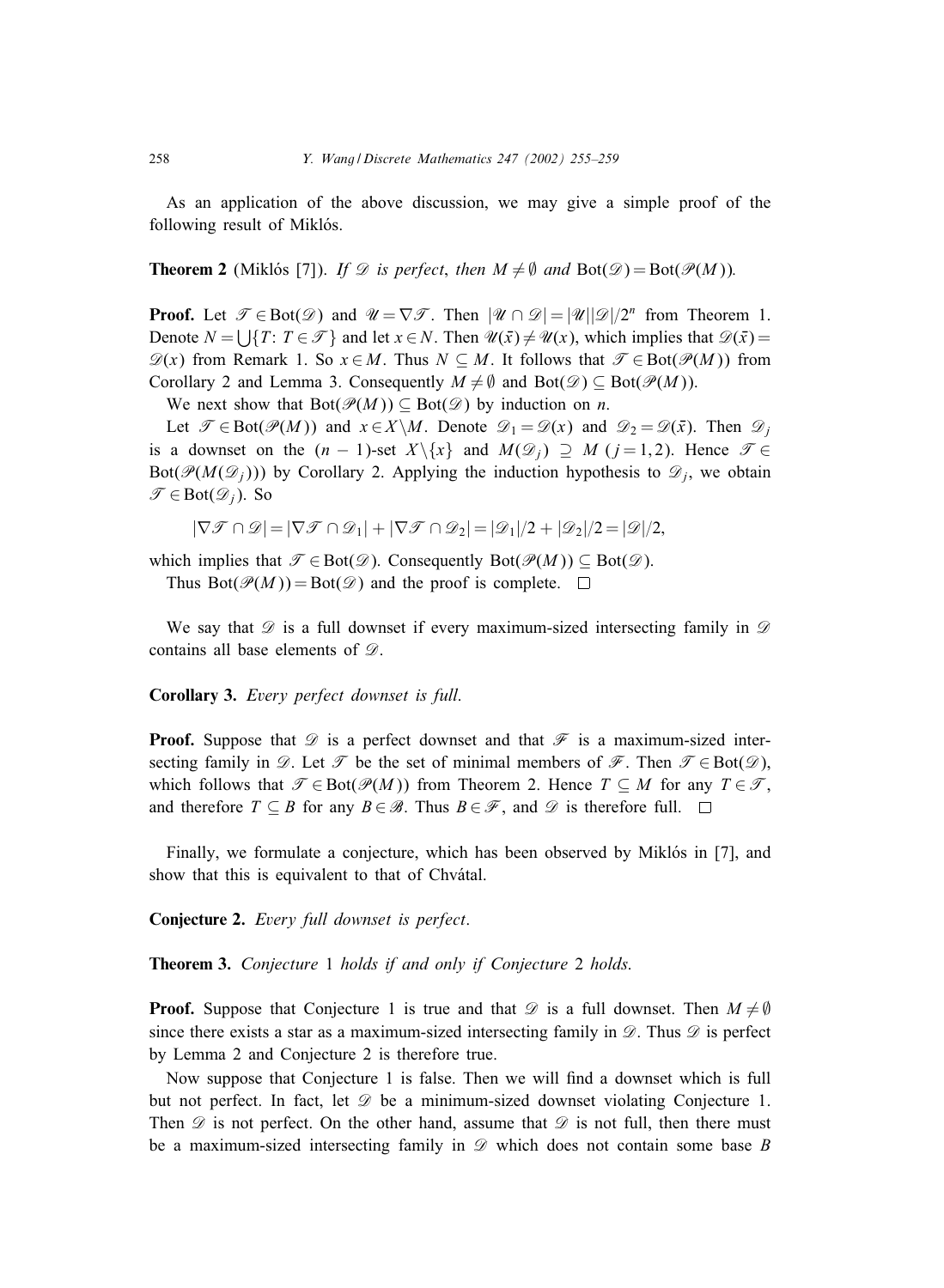As an application of the above discussion, we may give a simple proof of the following result of Miklós.

**Theorem 2** (Miklós [7]). *If $\mathscr{D}$ is perfect, then $M \neq \emptyset$ and* $\mathrm{Bot}(\mathscr{D}) = \mathrm{Bot}(\mathscr{P}(M))$.

**Proof.** Let $\mathscr{T} \in \mathrm{Bot}(\mathscr{D})$ and $\mathscr{U} = \nabla\mathscr{T}$. Then $|\mathscr{U} \cap \mathscr{D}| = |\mathscr{U}||\mathscr{D}|/2^n$ from Theorem 1. Denote $N = \bigcup\{T\colon T \in \mathscr{T}\}$ and let $x \in N$. Then $\mathscr{U}(\bar{x}) \neq \mathscr{U}(x)$, which implies that $\mathscr{D}(\bar{x}) = \mathscr{D}(x)$ from Remark 1. So $x \in M$. Thus $N \subseteq M$. It follows that $\mathscr{T} \in \mathrm{Bot}(\mathscr{P}(M))$ from Corollary 2 and Lemma 3. Consequently $M \neq \emptyset$ and $\mathrm{Bot}(\mathscr{D}) \subseteq \mathrm{Bot}(\mathscr{P}(M))$.

We next show that $\mathrm{Bot}(\mathscr{P}(M)) \subseteq \mathrm{Bot}(\mathscr{D})$ by induction on $n$.

Let $\mathscr{T} \in \mathrm{Bot}(\mathscr{P}(M))$ and $x \in X \backslash M$. Denote $\mathscr{D}_1 = \mathscr{D}(x)$ and $\mathscr{D}_2 = \mathscr{D}(\bar{x})$. Then $\mathscr{D}_j$ is a downset on the $(n-1)$-set $X \backslash \{x\}$ and $M(\mathscr{D}_j) \supseteq M$ $(j = 1, 2)$. Hence $\mathscr{T} \in \mathrm{Bot}(\mathscr{P}(M(\mathscr{D}_j)))$ by Corollary 2. Applying the induction hypothesis to $\mathscr{D}_j$, we obtain $\mathscr{T} \in \mathrm{Bot}(\mathscr{D}_j)$. So

$$|\nabla\mathscr{T} \cap \mathscr{D}| = |\nabla\mathscr{T} \cap \mathscr{D}_1| + |\nabla\mathscr{T} \cap \mathscr{D}_2| = |\mathscr{D}_1|/2 + |\mathscr{D}_2|/2 = |\mathscr{D}|/2,$$

which implies that $\mathscr{T} \in \mathrm{Bot}(\mathscr{D})$. Consequently $\mathrm{Bot}(\mathscr{P}(M)) \subseteq \mathrm{Bot}(\mathscr{D})$.

Thus $\mathrm{Bot}(\mathscr{P}(M)) = \mathrm{Bot}(\mathscr{D})$ and the proof is complete. $\square$

We say that $\mathscr{D}$ is a full downset if every maximum-sized intersecting family in $\mathscr{D}$ contains all base elements of $\mathscr{D}$.

**Corollary 3.** *Every perfect downset is full.*

**Proof.** Suppose that $\mathscr{D}$ is a perfect downset and that $\mathscr{F}$ is a maximum-sized intersecting family in $\mathscr{D}$. Let $\mathscr{T}$ be the set of minimal members of $\mathscr{F}$. Then $\mathscr{T} \in \mathrm{Bot}(\mathscr{D})$, which follows that $\mathscr{T} \in \mathrm{Bot}(\mathscr{P}(M))$ from Theorem 2. Hence $T \subseteq M$ for any $T \in \mathscr{T}$, and therefore $T \subseteq B$ for any $B \in \mathscr{B}$. Thus $B \in \mathscr{F}$, and $\mathscr{D}$ is therefore full. $\square$

Finally, we formulate a conjecture, which has been observed by Miklós in [7], and show that this is equivalent to that of Chvátal.

**Conjecture 2.** *Every full downset is perfect.*

**Theorem 3.** *Conjecture* 1 *holds if and only if Conjecture* 2 *holds.*

**Proof.** Suppose that Conjecture 1 is true and that $\mathscr{D}$ is a full downset. Then $M \neq \emptyset$ since there exists a star as a maximum-sized intersecting family in $\mathscr{D}$. Thus $\mathscr{D}$ is perfect by Lemma 2 and Conjecture 2 is therefore true.

Now suppose that Conjecture 1 is false. Then we will find a downset which is full but not perfect. In fact, let $\mathscr{D}$ be a minimum-sized downset violating Conjecture 1. Then $\mathscr{D}$ is not perfect. On the other hand, assume that $\mathscr{D}$ is not full, then there must be a maximum-sized intersecting family in $\mathscr{D}$ which does not contain some base $B$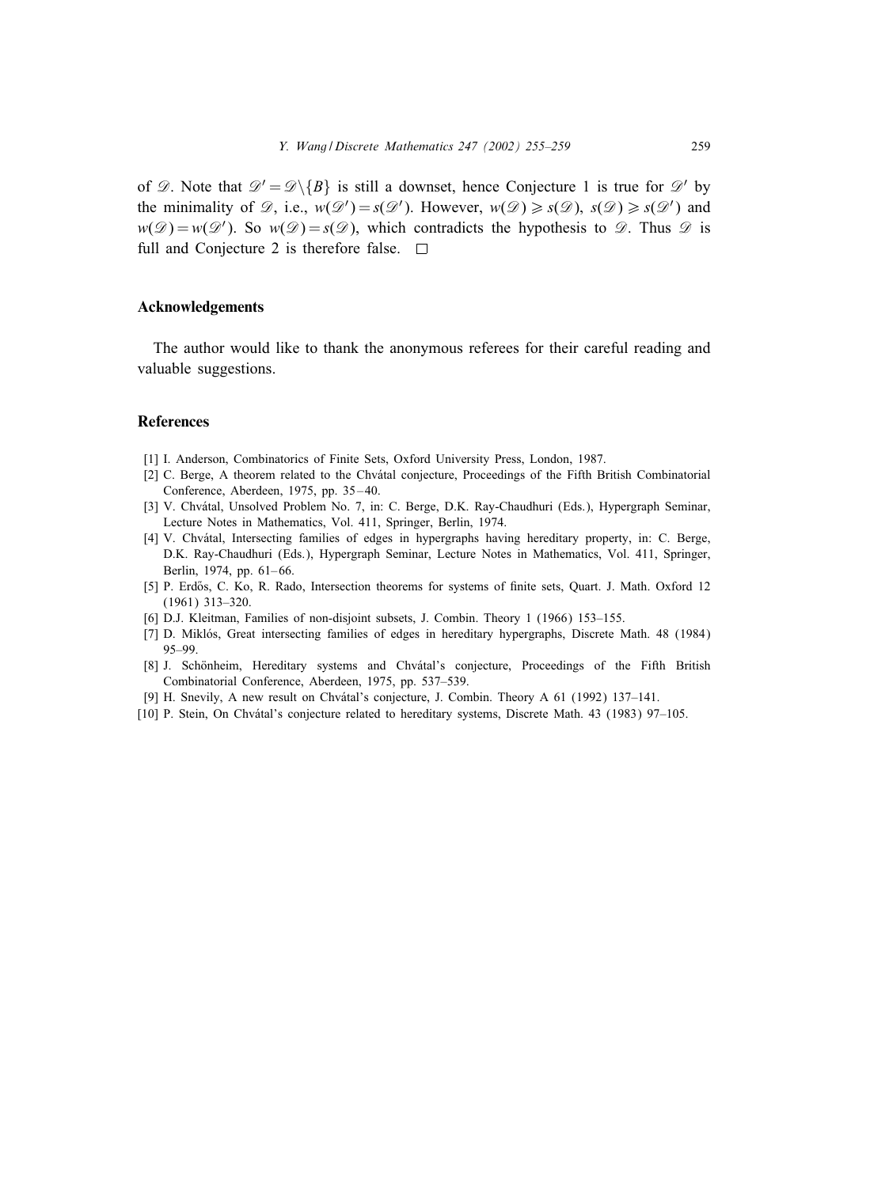of $\mathscr{D}$. Note that $\mathscr{D}' = \mathscr{D}\backslash\{B\}$ is still a downset, hence Conjecture 1 is true for $\mathscr{D}'$ by the minimality of $\mathscr{D}$, i.e., $w(\mathscr{D}') = s(\mathscr{D}')$. However, $w(\mathscr{D}) \geqslant s(\mathscr{D})$, $s(\mathscr{D}) \geqslant s(\mathscr{D}')$ and $w(\mathscr{D}) = w(\mathscr{D}')$. So $w(\mathscr{D}) = s(\mathscr{D})$, which contradicts the hypothesis to $\mathscr{D}$. Thus $\mathscr{D}$ is full and Conjecture 2 is therefore false. □

## Acknowledgements

The author would like to thank the anonymous referees for their careful reading and valuable suggestions.

## References

[1] I. Anderson, Combinatorics of Finite Sets, Oxford University Press, London, 1987.

[2] C. Berge, A theorem related to the Chvátal conjecture, Proceedings of the Fifth British Combinatorial Conference, Aberdeen, 1975, pp. 35–40.

[3] V. Chvátal, Unsolved Problem No. 7, in: C. Berge, D.K. Ray-Chaudhuri (Eds.), Hypergraph Seminar, Lecture Notes in Mathematics, Vol. 411, Springer, Berlin, 1974.

[4] V. Chvátal, Intersecting families of edges in hypergraphs having hereditary property, in: C. Berge, D.K. Ray-Chaudhuri (Eds.), Hypergraph Seminar, Lecture Notes in Mathematics, Vol. 411, Springer, Berlin, 1974, pp. 61–66.

[5] P. Erdős, C. Ko, R. Rado, Intersection theorems for systems of finite sets, Quart. J. Math. Oxford 12 (1961) 313–320.

[6] D.J. Kleitman, Families of non-disjoint subsets, J. Combin. Theory 1 (1966) 153–155.

[7] D. Miklós, Great intersecting families of edges in hereditary hypergraphs, Discrete Math. 48 (1984) 95–99.

[8] J. Schönheim, Hereditary systems and Chvátal's conjecture, Proceedings of the Fifth British Combinatorial Conference, Aberdeen, 1975, pp. 537–539.

[9] H. Snevily, A new result on Chvátal's conjecture, J. Combin. Theory A 61 (1992) 137–141.

[10] P. Stein, On Chvátal's conjecture related to hereditary systems, Discrete Math. 43 (1983) 97–105.